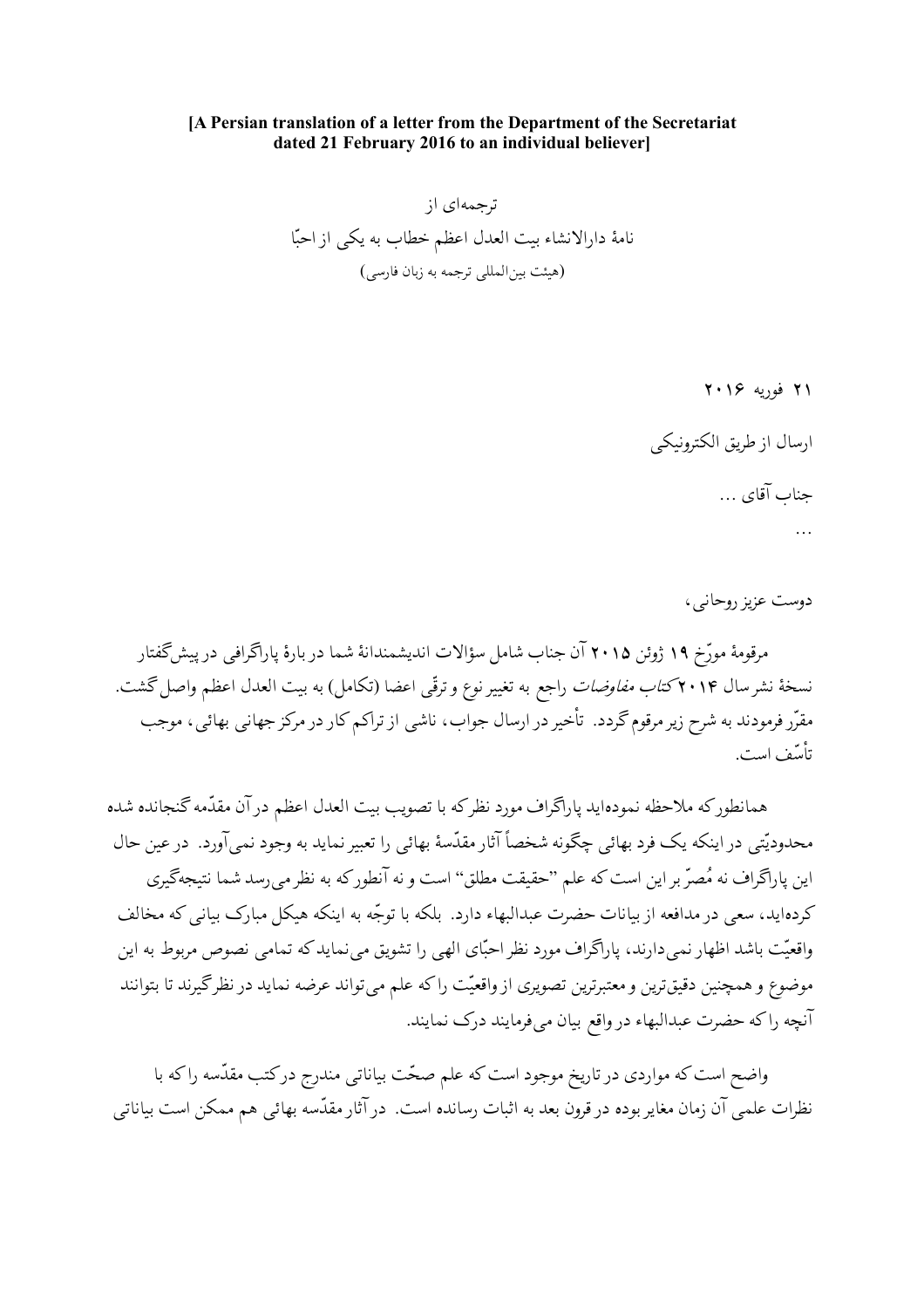**[A Persian translation of a letter from the Department of the Secretariat dated 21 February 2016 to an individual believer]**

ترجمه‌ای از
نامهٔ دارالانشاء بیت العدل اعظم خطاب به یکی از احبّا
(هیئت بین‌المللی ترجمه به زبان فارسی)

۲۱ فوریه ۲۰۱۶

ارسال از طریق الکترونیکی

جناب آقای ...

...

دوست عزیز روحانی،

مرقومهٔ مورّخ ۱۹ ژوئن ۲۰۱۵ آن جناب شامل سؤالات اندیشمندانهٔ شما در بارهٔ پاراگرافی در پیش‌گفتار نسخهٔ نشر سال ۲۰۱۴ *کتاب مفاوضات* راجع به تغییر نوع و ترقّی اعضا (تکامل) به بیت العدل اعظم واصل گشت. مقرّر فرمودند به شرح زیر مرقوم گردد. تأخیر در ارسال جواب، ناشی از تراکم کار در مرکز جهانی بهائی، موجب تأسّف است.

همانطور که ملاحظه نموده‌اید پاراگراف مورد نظر که با تصویب بیت العدل اعظم در آن مقدّمه گنجانده شده محدودیّتی در اینکه یک فرد بهائی چگونه شخصاً آثار مقدّسهٔ بهائی را تعبیر نماید به وجود نمی‌آورد. در عین حال این پاراگراف نه مُصرّ بر این است که علم "حقیقت مطلق" است و نه آنطور که به نظر می‌رسد شما نتیجه‌گیری کرده‌اید، سعی در مدافعه از بیانات حضرت عبدالبهاء دارد. بلکه با توجّه به اینکه هیکل مبارک بیانی که مخالف واقعیّت باشد اظهار نمی‌دارند، پاراگراف مورد نظر احبّای الهی را تشویق می‌نماید که تمامی نصوص مربوط به این موضوع و همچنین دقیق‌ترین و معتبرترین تصویری از واقعیّت را که علم می‌تواند عرضه نماید در نظر گیرند تا بتوانند آنچه را که حضرت عبدالبهاء در واقع بیان می‌فرمایند درک نمایند.

واضح است که مواردی در تاریخ موجود است که علم صحّت بیاناتی مندرج در کتب مقدّسه را که با نظرات علمی آن زمان مغایر بوده در قرون بعد به اثبات رسانده است. در آثار مقدّسه بهائی هم ممکن است بیاناتی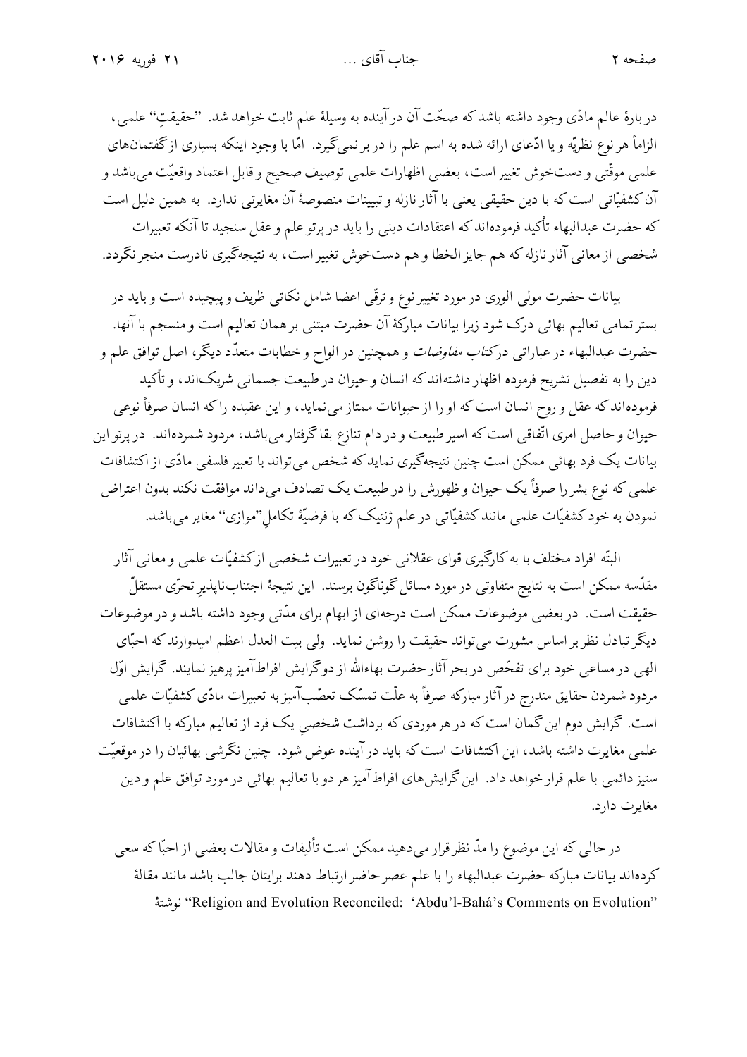در بارهٔ عالم مادّی وجود داشته باشد که صحّت آن در آینده به وسیلهٔ علم ثابت خواهد شد. "حقیقتِ" علمی، الزاماً هر نوع نظریّه و یا ادّعای ارائه شده به اسم علم را در بر نمی‌گیرد. امّا با وجود اینکه بسیاری از گفتمان‌های علمی موقّتی و دستخوش تغییر است، بعضی اظهارات علمی توصیف صحیح و قابل اعتماد واقعیّت می‌باشد و آن کشفیّاتی است که با دین حقیقی یعنی با آثار نازله و تبیینات منصوصهٔ آن مغایرتی ندارد. به همین دلیل است که حضرت عبدالبهاء تأکید فرموده‌اند که اعتقادات دینی را باید در پرتو علم و عقل سنجید تا آنکه تعبیرات شخصی از معانی آثار نازله که هم جایز الخطا و هم دستخوش تغییر است، به نتیجه‌گیری نادرست منجر نگردد.

بیانات حضرت مولی الوری در مورد تغییر نوع و ترقّی اعضا شامل نکاتی ظریف و پیچیده است و باید در بستر تمامی تعالیم بهائی درک شود زیرا بیانات مبارکهٔ آن حضرت مبتنی بر همان تعالیم است و منسجم با آنها. حضرت عبدالبهاء در عباراتی در *کتاب مفاوضات* و همچنین در الواح و خطابات متعدّد دیگر، اصل توافق علم و دین را به تفصیل تشریح فرموده اظهار داشته‌اند که انسان و حیوان در طبیعت جسمانی شریک‌اند، و تأکید فرموده‌اند که عقل و روح انسان است که او را از حیوانات ممتاز می‌نماید، و این عقیده را که انسان صرفاً نوعی حیوان و حاصل امری اتّفاقی است که اسیر طبیعت و در دام تنازع بقا گرفتار می‌باشد، مردود شمرده‌اند. در پرتو این بیانات یک فرد بهائی ممکن است چنین نتیجه‌گیری نماید که شخص می‌تواند با تعبیر فلسفی مادّی از اکتشافات علمی که نوع بشر را صرفاً یک حیوان و ظهورش را در طبیعت یک تصادف می‌داند موافقت نکند بدون اعتراض نمودن به خود کشفیّات علمی مانند کشفیّاتی در علم ژنتیک که با فرضیّهٔ تکاملِ "موازی" مغایر می‌باشد.

البتّه افراد مختلف با به کارگیری قوای عقلانی خود در تعبیرات شخصی از کشفیّات علمی و معانی آثار مقدّسه ممکن است به نتایج متفاوتی در مورد مسائل گوناگون برسند. این نتیجهٔ اجتناب‌ناپذیرِ تحرّی مستقلّ حقیقت است. در بعضی موضوعات ممکن است درجه‌ای از ابهام برای مدّتی وجود داشته باشد و در موضوعات دیگر تبادل نظر بر اساس مشورت می‌تواند حقیقت را روشن نماید. ولی بیت العدل اعظم امیدوارند که احبّای الهی در مساعی خود برای تفحّص در بحر آثار حضرت بهاءالله از دو گرایش افراط‌آمیز پرهیز نمایند. گرایش اوّل مردود شمردن حقایق مندرج در آثار مبارکه صرفاً به علّت تمسّک تعصّب‌آمیز به تعبیرات مادّی کشفیّات علمی است. گرایش دوم این گمان است که در هر موردی که برداشت شخصیِ یک فرد از تعالیم مبارکه با اکتشافات علمی مغایرت داشته باشد، این اکتشافات است که باید در آینده عوض شود. چنین نگرشی بهائیان را در موقعیّت ستیز دائمی با علم قرار خواهد داد. این گرایش‌های افراط‌آمیز هر دو با تعالیم بهائی در مورد توافق علم و دین مغایرت دارد.

در حالی که این موضوع را مدّ نظر قرار می‌دهید ممکن است تألیفات و مقالات بعضی از احبّا که سعی کرده‌اند بیانات مبارکه حضرت عبدالبهاء را با علم عصر حاضر ارتباط دهند برایتان جالب باشد مانند مقالهٔ "Religion and Evolution Reconciled: 'Abdu'l-Bahá's Comments on Evolution" نوشتهٔ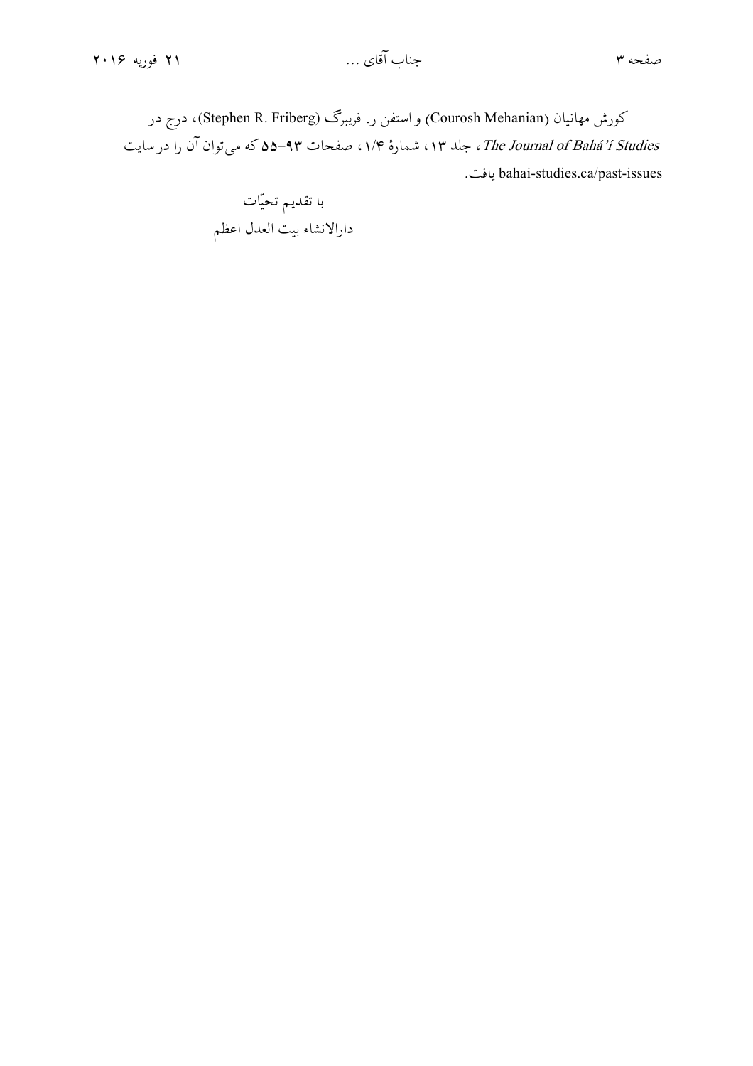کورش مهانیان (Courosh Mehanian) و استفن ر. فریبرگ (Stephen R. Friberg)، درج در *The Journal of Bahá'í Studies*، جلد ۱۳، شمارهٔ ۱/۴، صفحات **۹۳–۵۵** که می‌توان آن را در سایت bahai-studies.ca/past-issues یافت.

با تقدیم تحیّات

دارالانشاء بیت العدل اعظم